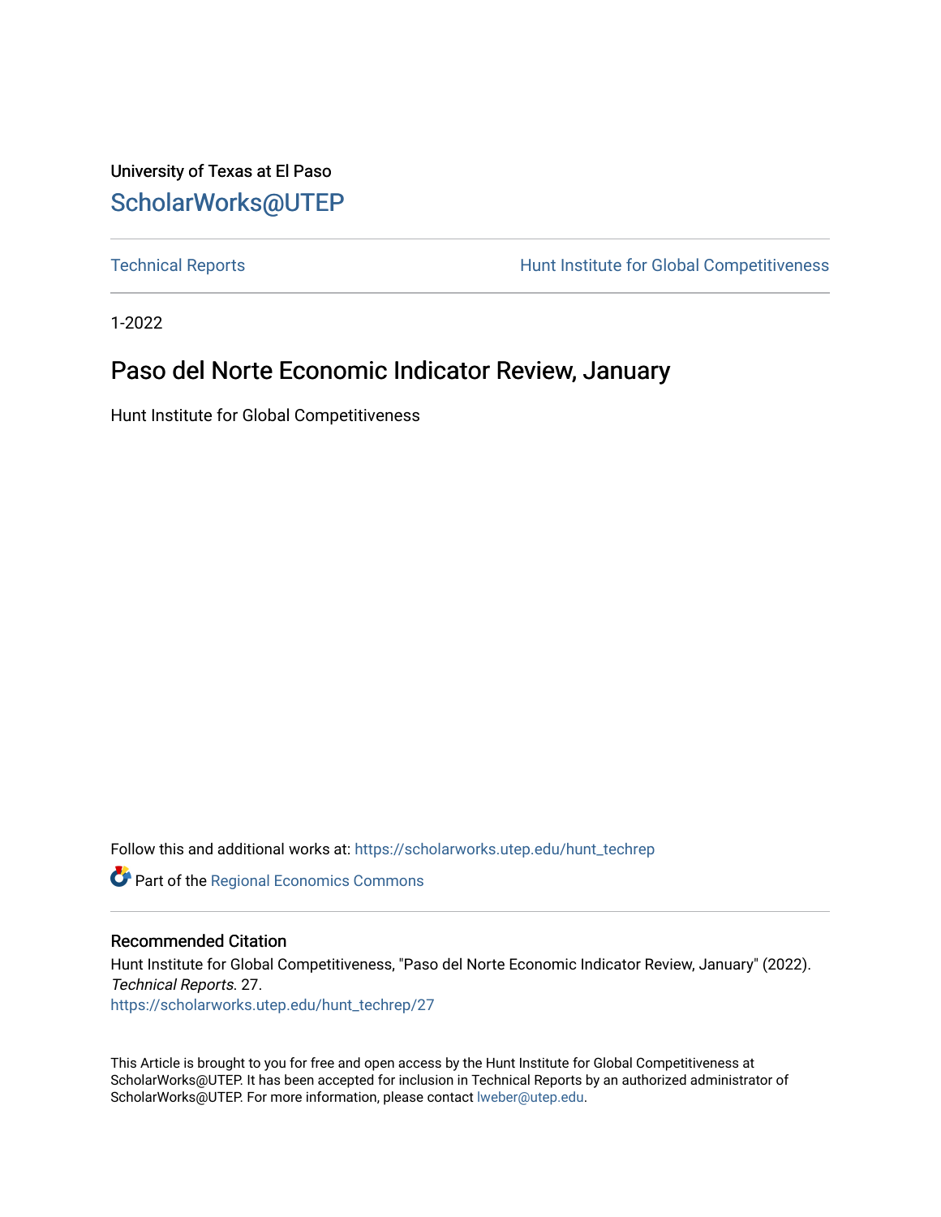University of Texas at El Paso

ScholarWorks@UTEP

Technical Reports | Hunt Institute for Global Competitiveness

1-2022

# Paso del Norte Economic Indicator Review, January

Hunt Institute for Global Competitiveness

Follow this and additional works at: https://scholarworks.utep.edu/hunt_techrep

Part of the Regional Economics Commons

### Recommended Citation

Hunt Institute for Global Competitiveness, "Paso del Norte Economic Indicator Review, January" (2022). *Technical Reports*. 27.
https://scholarworks.utep.edu/hunt_techrep/27

This Article is brought to you for free and open access by the Hunt Institute for Global Competitiveness at ScholarWorks@UTEP. It has been accepted for inclusion in Technical Reports by an authorized administrator of ScholarWorks@UTEP. For more information, please contact lweber@utep.edu.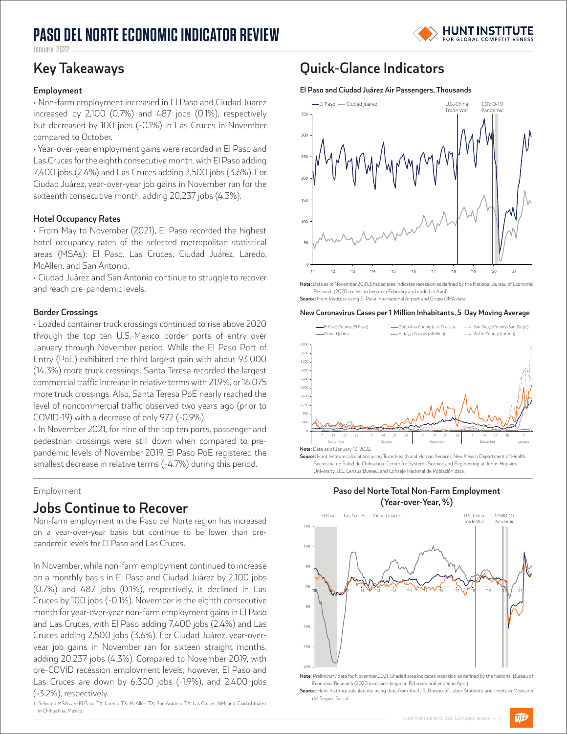# PASO DEL NORTE ECONOMIC INDICATOR REVIEW

January 2022

## Key Takeaways

### Employment

• Non-farm employment increased in El Paso and Ciudad Juárez increased by 2,100 (0.7%) and 487 jobs (0.1%), respectively but decreased by 100 jobs (-0.1%) in Las Cruces in November compared to October.

• Year-over-year employment gains were recorded in El Paso and Las Cruces for the eighth consecutive month, with El Paso adding 7,400 jobs (2.4%) and Las Cruces adding 2,500 jobs (3.6%). For Ciudad Juárez, year-over-year job gains in November ran for the sixteenth consecutive month, adding 20,237 jobs (4.3%).

### Hotel Occupancy Rates

• From May to November (2021), El Paso recorded the highest hotel occupancy rates of the selected metropolitan statistical areas (MSAs): El Paso, Las Cruces, Ciudad Juárez, Laredo, McAllen, and San Antonio.

• Ciudad Juárez and San Antonio continue to struggle to recover and reach pre-pandemic levels.

### Border Crossings

• Loaded container truck crossings continued to rise above 2020 through the top ten U.S.-Mexico border ports of entry over January through November period. While the El Paso Port of Entry (PoE) exhibited the third largest gain with about 93,000 (14.3%) more truck crossings, Santa Teresa recorded the largest commercial traffic increase in relative terms with 21.9%, or 16,075 more truck crossings. Also, Santa Teresa PoE nearly reached the level of noncommercial traffic observed two years ago (prior to COVID-19) with a decrease of only 972 (-0.9%).

• In November 2021, for nine of the top ten ports, passenger and pedestrian crossings were still down when compared to pre-pandemic levels of November 2019. El Paso PoE registered the smallest decrease in relative terms (-4.7%) during this period.

## Quick-Glance Indicators

**El Paso and Ciudad Juárez Air Passengers, Thousands**

**Note:** Data as of November 2021. Shaded area indicates recession as defined by the National Bureau of Economic Research (2020 recession began in February and ended in April).
**Source:** Hunt Institute using El Paso International Airport and Grupo OMA data.

**New Coronavirus Cases per 1 Million Inhabitants, 5-Day Moving Average**

**Note:** Data as of January 13, 2022.
**Source:** Hunt Institute calculations using Texas Health and Human Services, New Mexico Department of Health, Secretaría de Salud de Chihuahua, Center for Systems Science and Engineering at Johns Hopkins University, U.S. Census Bureau, and Consejo Nacional de Población data.

Employment

## Jobs Continue to Recover

Non-farm employment in the Paso del Norte region has increased on a year-over-year basis but continue to be lower than pre-pandemic levels for El Paso and Las Cruces.

In November, while non-farm employment continued to increase on a monthly basis in El Paso and Ciudad Juárez by 2,100 jobs (0.7%) and 487 jobs (0.1%), respectively, it declined in Las Cruces by 100 jobs (-0.1%). November is the eighth consecutive month for year-over-year non-farm employment gains in El Paso and Las Cruces, with El Paso adding 7,400 jobs (2.4%) and Las Cruces adding 2,500 jobs (3.6%). For Ciudad Juárez, year-over-year job gains in November ran for sixteen straight months, adding 20,237 jobs (4.3%). Compared to November 2019, with pre-COVID recession employment levels, however, El Paso and Las Cruces are down by 6,300 jobs (-1.9%), and 2,400 jobs (-3.2%), respectively.

**Paso del Norte Total Non-Farm Employment (Year-over-Year, %)**

**Note:** Preliminary data for November 2021. Shaded area indicates recession as defined by the National Bureau of Economic Research (2020 recession began in February and ended in April).
**Source:** Hunt Institute calculations using data from the U.S. Bureau of Labor Statistics and Instituto Mexicano del Seguro Social.

1 Selected MSAs are El Paso, TX; Laredo, TX; McAllen, TX; San Antonio, TX; Las Cruces, NM; and, Ciudad Juárez in Chihuahua, Mexico.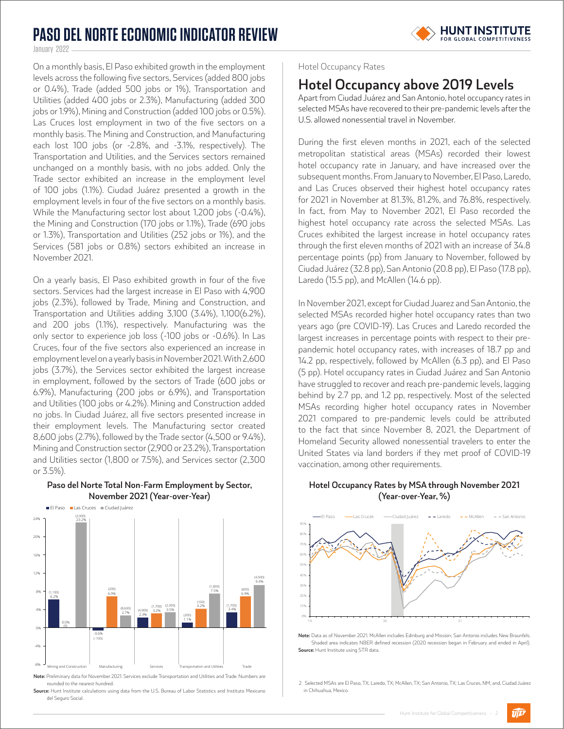On a monthly basis, El Paso exhibited growth in the employment levels across the following five sectors, Services (added 800 jobs or 0.4%), Trade (added 500 jobs or 1%), Transportation and Utilities (added 400 jobs or 2.3%), Manufacturing (added 300 jobs or 1.9%), Mining and Construction (added 100 jobs or 0.5%). Las Cruces lost employment in two of the five sectors on a monthly basis. The Mining and Construction, and Manufacturing each lost 100 jobs (or -2.8%, and -3.1%, respectively). The Transportation and Utilities, and the Services sectors remained unchanged on a monthly basis, with no jobs added. Only the Trade sector exhibited an increase in the employment level of 100 jobs (1.1%). Ciudad Juárez presented a growth in the employment levels in four of the five sectors on a monthly basis. While the Manufacturing sector lost about 1,200 jobs (-0.4%), the Mining and Construction (170 jobs or 1.1%), Trade (690 jobs or 1.3%), Transportation and Utilities (252 jobs or 1%), and the Services (581 jobs or 0.8%) sectors exhibited an increase in November 2021.

On a yearly basis, El Paso exhibited growth in four of the five sectors. Services had the largest increase in El Paso with 4,900 jobs (2.3%), followed by Trade, Mining and Construction, and Transportation and Utilities adding 3,100 (3.4%), 1,100(6.2%), and 200 jobs (1.1%), respectively. Manufacturing was the only sector to experience job loss (-100 jobs or -0.6%). In Las Cruces, four of the five sectors also experienced an increase in employment level on a yearly basis in November 2021. With 2,600 jobs (3.7%), the Services sector exhibited the largest increase in employment, followed by the sectors of Trade (600 jobs or 6.9%), Manufacturing (200 jobs or 6.9%), and Transportation and Utilities (100 jobs or 4.2%). Mining and Construction added no jobs. In Ciudad Juárez, all five sectors presented increase in their employment levels. The Manufacturing sector created 8,600 jobs (2.7%), followed by the Trade sector (4,500 or 9.4%), Mining and Construction sector (2,900 or 23.2%), Transportation and Utilities sector (1,800 or 7.5%), and Services sector (2,300 or 3.5%).

**Paso del Norte Total Non-Farm Employment by Sector, November 2021 (Year-over-Year)**

| Sector | El Paso | Las Cruces | Ciudad Juárez |
|---|---|---|---|
| Mining and Construction | (1,100) 6.2% | (0) 0.0% | (2,900) 23.2% |
| Manufacturing | (-100) -0.6% | (200) 6.9% | (8,600) 2.7% |
| Services | (4,900) 2.3% | (1,700) 3.2% | (2,300) 3.5% |
| Transportation and Utilities | (200) 1.1% | (100) 4.2% | (1,800) 7.5% |
| Trade | (1,700) 3.4% | (600) 6.9% | (4,500) 9.4% |

**Note:** Preliminary data for November 2021. Services exclude Transportation and Utilities and Trade. Numbers are rounded to the nearest hundred.
**Source:** Hunt Institute calculations using data from the U.S. Bureau of Labor Statistics and Instituto Mexicano del Seguro Social.

Hotel Occupancy Rates

## Hotel Occupancy above 2019 Levels

Apart from Ciudad Juárez and San Antonio, hotel occupancy rates in selected MSAs have recovered to their pre-pandemic levels after the U.S. allowed nonessential travel in November.

During the first eleven months in 2021, each of the selected metropolitan statistical areas (MSAs) recorded their lowest hotel occupancy rate in January, and have increased over the subsequent months. From January to November, El Paso, Laredo, and Las Cruces observed their highest hotel occupancy rates for 2021 in November at 81.3%, 81.2%, and 76.8%, respectively. In fact, from May to November 2021, El Paso recorded the highest hotel occupancy rate across the selected MSAs. Las Cruces exhibited the largest increase in hotel occupancy rates through the first eleven months of 2021 with an increase of 34.8 percentage points (pp) from January to November, followed by Ciudad Juárez (32.8 pp), San Antonio (20.8 pp), El Paso (17.8 pp), Laredo (15.5 pp), and McAllen (14.6 pp).

In November 2021, except for Ciudad Juarez and San Antonio, the selected MSAs recorded higher hotel occupancy rates than two years ago (pre COVID-19). Las Cruces and Laredo recorded the largest increases in percentage points with respect to their pre-pandemic hotel occupancy rates, with increases of 18.7 pp and 14.2 pp, respectively, followed by McAllen (6.3 pp), and El Paso (5 pp). Hotel occupancy rates in Ciudad Juárez and San Antonio have struggled to recover and reach pre-pandemic levels, lagging behind by 2.7 pp, and 1.2 pp, respectively. Most of the selected MSAs recording higher hotel occupancy rates in November 2021 compared to pre-pandemic levels could be attributed to the fact that since November 8, 2021, the Department of Homeland Security allowed nonessential travelers to enter the United States via land borders if they met proof of COVID-19 vaccination, among other requirements.

**Hotel Occupancy Rates by MSA through November 2021 (Year-over-Year, %)**

**Note:** Data as of November 2021. McAllen includes Edinburg and Mission; San Antonio includes New Braunfels. Shaded area indicates NBER defined recession (2020 recession began in February and ended in April).
**Source:** Hunt Institute using STR data.

2 Selected MSAs are El Paso, TX; Laredo, TX; McAllen, TX; San Antonio, TX; Las Cruces, NM; and, Ciudad Juárez in Chihuahua, Mexico.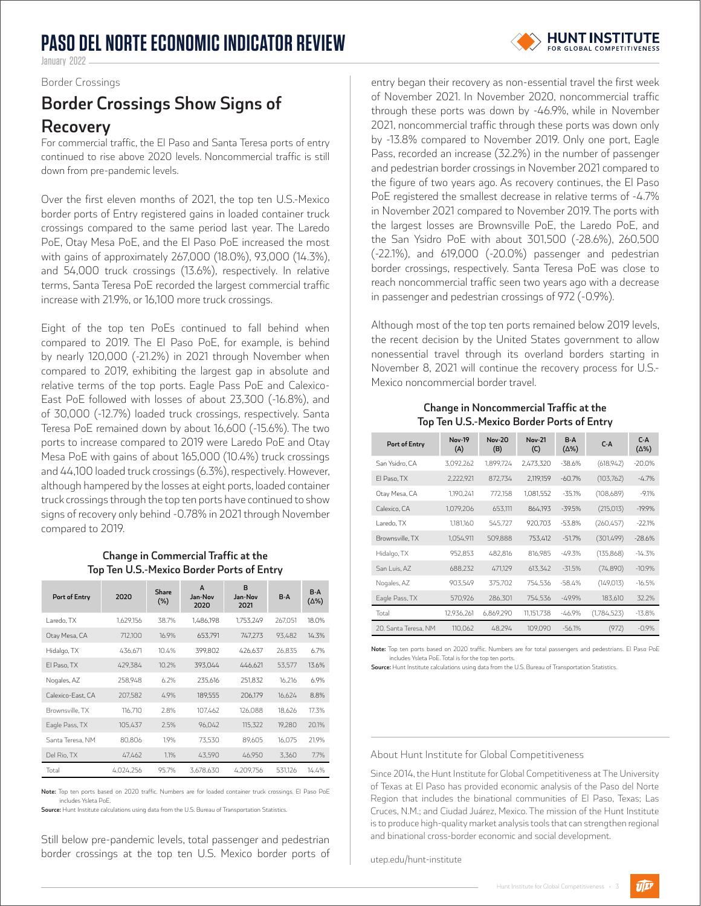# PASO DEL NORTE ECONOMIC INDICATOR REVIEW

January 2022

Border Crossings

## Border Crossings Show Signs of Recovery

For commercial traffic, the El Paso and Santa Teresa ports of entry continued to rise above 2020 levels. Noncommercial traffic is still down from pre-pandemic levels.

Over the first eleven months of 2021, the top ten U.S.-Mexico border ports of Entry registered gains in loaded container truck crossings compared to the same period last year. The Laredo PoE, Otay Mesa PoE, and the El Paso PoE increased the most with gains of approximately 267,000 (18.0%), 93,000 (14.3%), and 54,000 truck crossings (13.6%), respectively. In relative terms, Santa Teresa PoE recorded the largest commercial traffic increase with 21.9%, or 16,100 more truck crossings.

Eight of the top ten PoEs continued to fall behind when compared to 2019. The El Paso PoE, for example, is behind by nearly 120,000 (-21.2%) in 2021 through November when compared to 2019, exhibiting the largest gap in absolute and relative terms of the top ports. Eagle Pass PoE and Calexico-East PoE followed with losses of about 23,300 (-16.8%), and of 30,000 (-12.7%) loaded truck crossings, respectively. Santa Teresa PoE remained down by about 16,600 (-15.6%). The two ports to increase compared to 2019 were Laredo PoE and Otay Mesa PoE with gains of about 165,000 (10.4%) truck crossings and 44,100 loaded truck crossings (6.3%), respectively. However, although hampered by the losses at eight ports, loaded container truck crossings through the top ten ports have continued to show signs of recovery only behind -0.78% in 2021 through November compared to 2019.

**Change in Commercial Traffic at the Top Ten U.S.-Mexico Border Ports of Entry**

| Port of Entry | 2020 | Share (%) | A Jan-Nov 2020 | B Jan-Nov 2021 | B-A | B-A (Δ%) |
|---|---|---|---|---|---|---|
| Laredo, TX | 1,629,156 | 38.7% | 1,486,198 | 1,753,249 | 267,051 | 18.0% |
| Otay Mesa, CA | 712,100 | 16.9% | 653,791 | 747,273 | 93,482 | 14.3% |
| Hidalgo, TX | 436,671 | 10.4% | 399,802 | 426,637 | 26,835 | 6.7% |
| El Paso, TX | 429,384 | 10.2% | 393,044 | 446,621 | 53,577 | 13.6% |
| Nogales, AZ | 258,948 | 6.2% | 235,616 | 251,832 | 16,216 | 6.9% |
| Calexico-East, CA | 207,582 | 4.9% | 189,555 | 206,179 | 16,624 | 8.8% |
| Brownsville, TX | 116,710 | 2.8% | 107,462 | 126,088 | 18,626 | 17.3% |
| Eagle Pass, TX | 105,437 | 2.5% | 96,042 | 115,322 | 19,280 | 20.1% |
| Santa Teresa, NM | 80,806 | 1.9% | 73,530 | 89,605 | 16,075 | 21.9% |
| Del Rio, TX | 47,462 | 1.1% | 43,590 | 46,950 | 3,360 | 7.7% |
| Total | 4,024,256 | 95.7% | 3,678,630 | 4,209,756 | 531,126 | 14.4% |

**Note:** Top ten ports based on 2020 traffic. Numbers are for loaded container truck crossings. El Paso PoE includes Ysleta PoE.

**Source:** Hunt Institute calculations using data from the U.S. Bureau of Transportation Statistics.

Still below pre-pandemic levels, total passenger and pedestrian border crossings at the top ten U.S. Mexico border ports of entry began their recovery as non-essential travel the first week of November 2021. In November 2020, noncommercial traffic through these ports was down by -46.9%, while in November 2021, noncommercial traffic through these ports was down only by -13.8% compared to November 2019. Only one port, Eagle Pass, recorded an increase (32.2%) in the number of passenger and pedestrian border crossings in November 2021 compared to the figure of two years ago. As recovery continues, the El Paso PoE registered the smallest decrease in relative terms of -4.7% in November 2021 compared to November 2019. The ports with the largest losses are Brownsville PoE, the Laredo PoE, and the San Ysidro PoE with about 301,500 (-28.6%), 260,500 (-22.1%), and 619,000 (-20.0%) passenger and pedestrian border crossings, respectively. Santa Teresa PoE was close to reach noncommercial traffic seen two years ago with a decrease in passenger and pedestrian crossings of 972 (-0.9%).

Although most of the top ten ports remained below 2019 levels, the recent decision by the United States government to allow nonessential travel through its overland borders starting in November 8, 2021 will continue the recovery process for U.S.-Mexico noncommercial border travel.

**Change in Noncommercial Traffic at the Top Ten U.S.-Mexico Border Ports of Entry**

| Port of Entry | Nov-19 (A) | Nov-20 (B) | Nov-21 (C) | B-A (Δ%) | C-A | C-A (Δ%) |
|---|---|---|---|---|---|---|
| San Ysidro, CA | 3,092,262 | 1,899,724 | 2,473,320 | -38.6% | (618,942) | -20.0% |
| El Paso, TX | 2,222,921 | 872,734 | 2,119,159 | -60.7% | (103,762) | -4.7% |
| Otay Mesa, CA | 1,190,241 | 772,158 | 1,081,552 | -35.1% | (108,689) | -9.1% |
| Calexico, CA | 1,079,206 | 653,111 | 864,193 | -39.5% | (215,013) | -19.9% |
| Laredo, TX | 1,181,160 | 545,727 | 920,703 | -53.8% | (260,457) | -22.1% |
| Brownsville, TX | 1,054,911 | 509,888 | 753,412 | -51.7% | (301,499) | -28.6% |
| Hidalgo, TX | 952,853 | 482,816 | 816,985 | -49.3% | (135,868) | -14.3% |
| San Luis, AZ | 688,232 | 471,129 | 613,342 | -31.5% | (74,890) | -10.9% |
| Nogales, AZ | 903,549 | 375,702 | 754,536 | -58.4% | (149,013) | -16.5% |
| Eagle Pass, TX | 570,926 | 286,301 | 754,536 | -49.9% | 183,610 | 32.2% |
| Total | 12,936,261 | 6,869,290 | 11,151,738 | -46.9% | (1,784,523) | -13.8% |
| 20. Santa Teresa, NM | 110,062 | 48,294 | 109,090 | -56.1% | (972) | -0.9% |

**Note:** Top ten ports based on 2020 traffic. Numbers are for total passengers and pedestrians. El Paso PoE includes Ysleta PoE. Total is for the top ten ports.

**Source:** Hunt Institute calculations using data from the U.S. Bureau of Transportation Statistics.

### About Hunt Institute for Global Competitiveness

Since 2014, the Hunt Institute for Global Competitiveness at The University of Texas at El Paso has provided economic analysis of the Paso del Norte Region that includes the binational communities of El Paso, Texas; Las Cruces, N.M.; and Ciudad Juárez, Mexico. The mission of the Hunt Institute is to produce high-quality market analysis tools that can strengthen regional and binational cross-border economic and social development.

utep.edu/hunt-institute